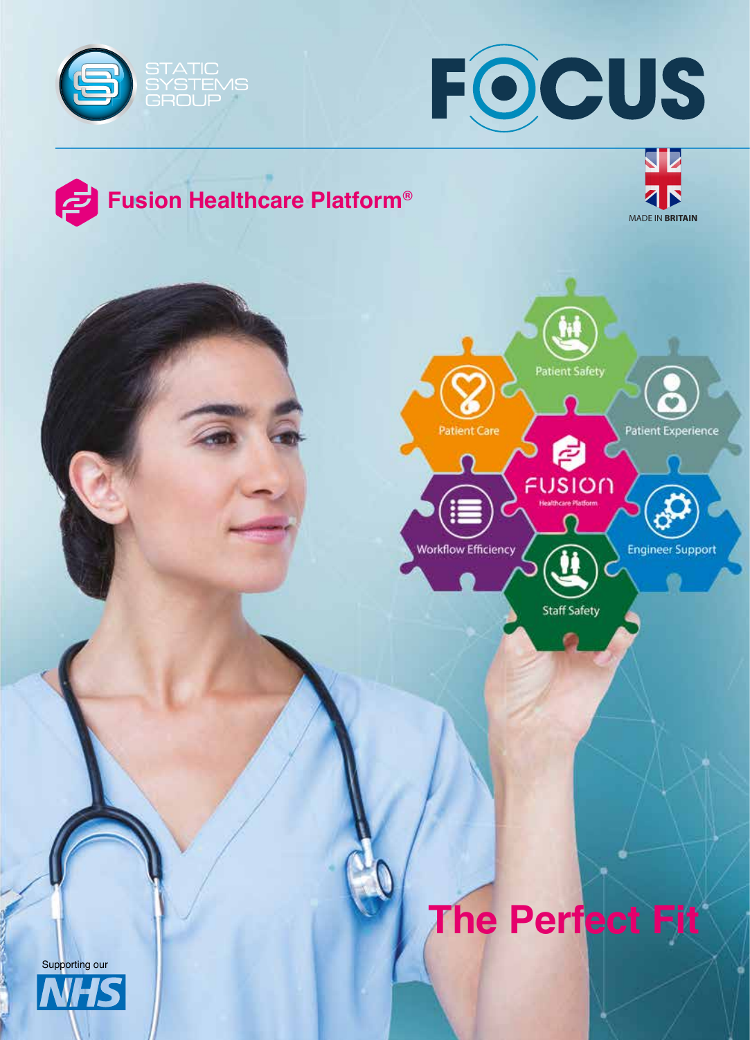STATIC SYSTEMS GROUP

# FOCUS

## Fusion Healthcare Platform®

MADE IN BRITAIN

Patient Safety

Patient Care

Patient Experience

FUSION Healthcare Platform

Workflow Efficiency

Engineer Support

Staff Safety

# The Perfect Fit

Supporting our NHS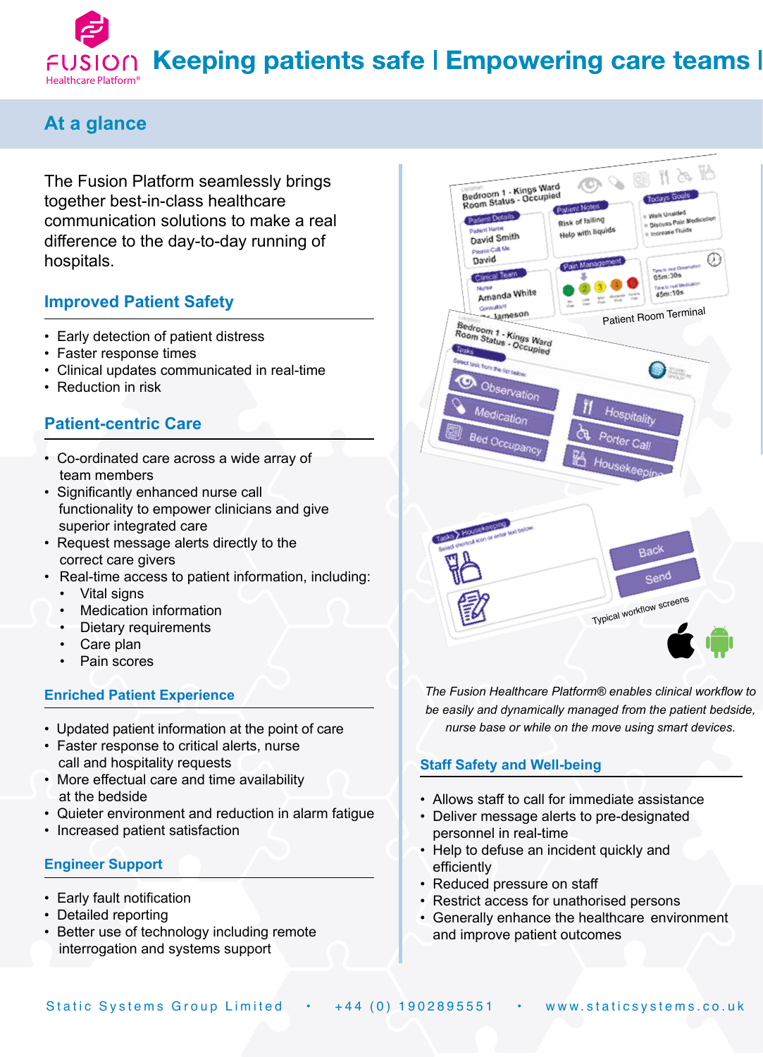# Keeping patients safe | Empowering care teams |

## At a glance

The Fusion Platform seamlessly brings together best-in-class healthcare communication solutions to make a real difference to the day-to-day running of hospitals.

### Improved Patient Safety

- Early detection of patient distress
- Faster response times
- Clinical updates communicated in real-time
- Reduction in risk

### Patient-centric Care

- Co-ordinated care across a wide array of team members
- Significantly enhanced nurse call functionality to empower clinicians and give superior integrated care
- Request message alerts directly to the correct care givers
- Real-time access to patient information, including:
  - Vital signs
  - Medication information
  - Dietary requirements
  - Care plan
  - Pain scores

### Enriched Patient Experience

- Updated patient information at the point of care
- Faster response to critical alerts, nurse call and hospitality requests
- More effectual care and time availability at the bedside
- Quieter environment and reduction in alarm fatigue
- Increased patient satisfaction

### Engineer Support

- Early fault notification
- Detailed reporting
- Better use of technology including remote interrogation and systems support

Patient Room Terminal

Typical workflow screens

*The Fusion Healthcare Platform® enables clinical workflow to be easily and dynamically managed from the patient bedside, nurse base or while on the move using smart devices.*

### Staff Safety and Well-being

- Allows staff to call for immediate assistance
- Deliver message alerts to pre-designated personnel in real-time
- Help to defuse an incident quickly and efficiently
- Reduced pressure on staff
- Restrict access for unathorised persons
- Generally enhance the healthcare environment and improve patient outcomes

Static Systems Group Limited • +44 (0) 1902895551 • www.staticsystems.co.uk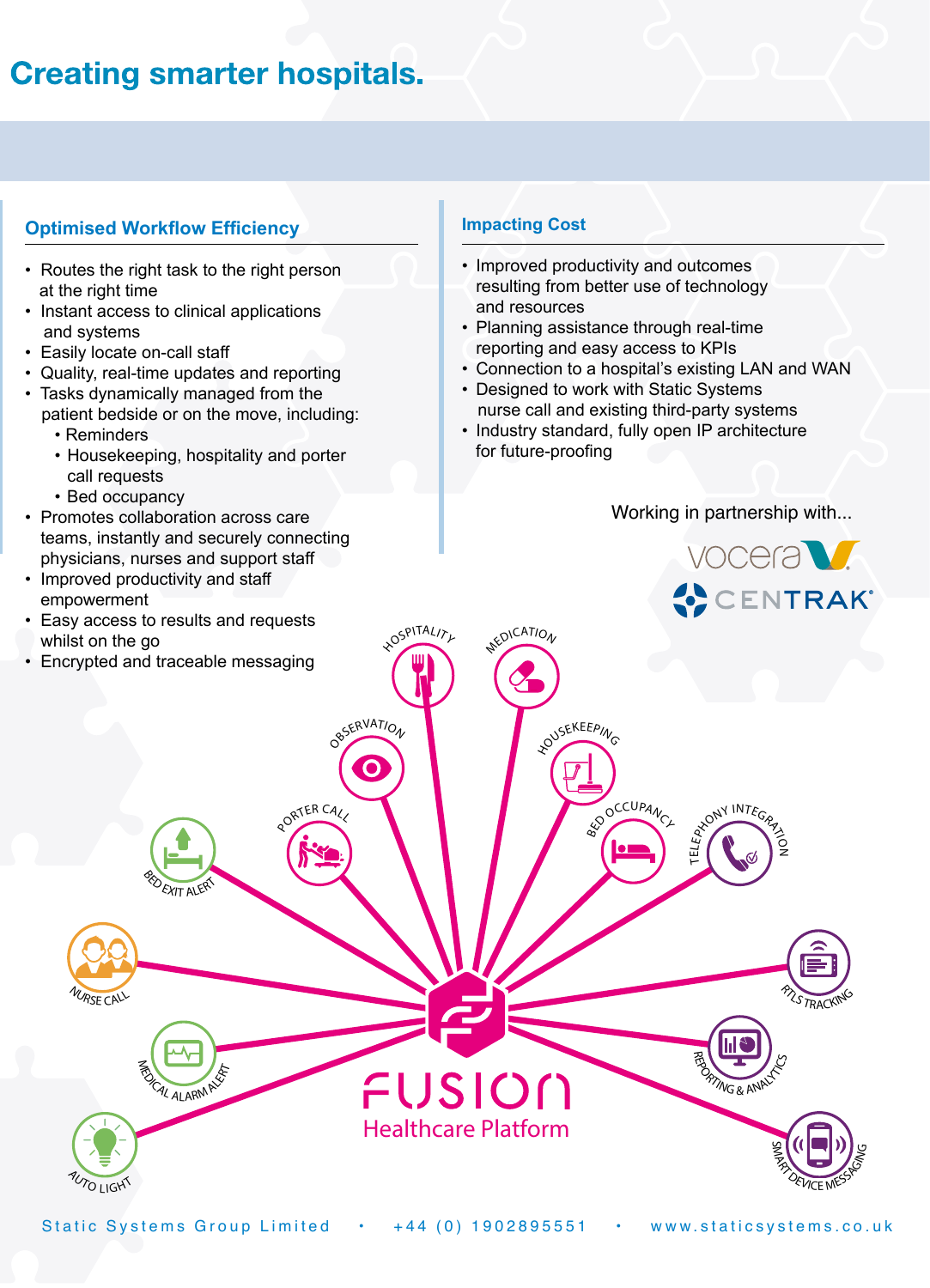# Creating smarter hospitals.

## Optimised Workflow Efficiency

- Routes the right task to the right person at the right time
- Instant access to clinical applications and systems
- Easily locate on-call staff
- Quality, real-time updates and reporting
- Tasks dynamically managed from the patient bedside or on the move, including:
  - Reminders
  - Housekeeping, hospitality and porter call requests
  - Bed occupancy
- Promotes collaboration across care teams, instantly and securely connecting physicians, nurses and support staff
- Improved productivity and staff empowerment
- Easy access to results and requests whilst on the go
- Encrypted and traceable messaging

## Impacting Cost

- Improved productivity and outcomes resulting from better use of technology and resources
- Planning assistance through real-time reporting and easy access to KPIs
- Connection to a hospital's existing LAN and WAN
- Designed to work with Static Systems nurse call and existing third-party systems
- Industry standard, fully open IP architecture for future-proofing

Working in partnership with...

vocera

CENTRAK®

HOSPITALITY
MEDICATION
OBSERVATION
HOUSEKEEPING
PORTER CALL
BED OCCUPANCY
BED EXIT ALERT
TELEPHONY INTEGRATION
NURSE CALL
RTLS TRACKING
MEDICAL ALARM ALERT
REPORTING & ANALYTICS
AUTO LIGHT
SMART DEVICE MESSAGING

FUSION
Healthcare Platform

Static Systems Group Limited • +44 (0) 1902895551 • www.staticsystems.co.uk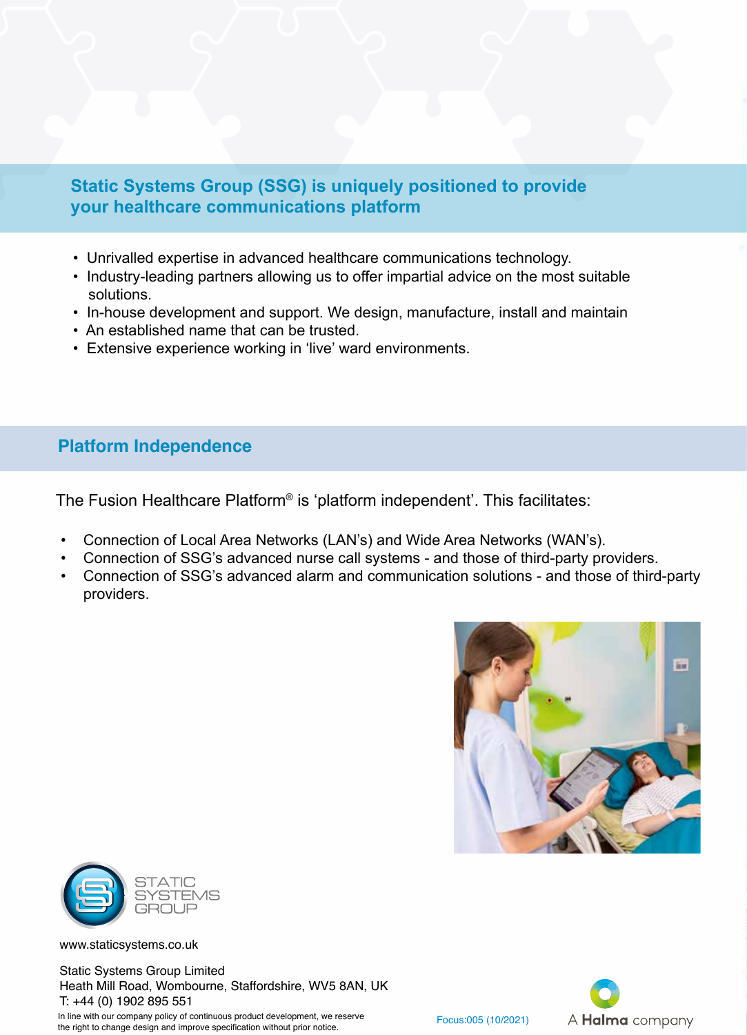## Static Systems Group (SSG) is uniquely positioned to provide your healthcare communications platform

- Unrivalled expertise in advanced healthcare communications technology.
- Industry-leading partners allowing us to offer impartial advice on the most suitable solutions.
- In-house development and support. We design, manufacture, install and maintain
- An established name that can be trusted.
- Extensive experience working in 'live' ward environments.

## Platform Independence

The Fusion Healthcare Platform® is 'platform independent'. This facilitates:

- Connection of Local Area Networks (LAN's) and Wide Area Networks (WAN's).
- Connection of SSG's advanced nurse call systems - and those of third-party providers.
- Connection of SSG's advanced alarm and communication solutions - and those of third-party providers.

STATIC SYSTEMS GROUP

www.staticsystems.co.uk

Static Systems Group Limited
Heath Mill Road, Wombourne, Staffordshire, WV5 8AN, UK
T: +44 (0) 1902 895 551

In line with our company policy of continuous product development, we reserve the right to change design and improve specification without prior notice.

Focus:005 (10/2021)

A Halma company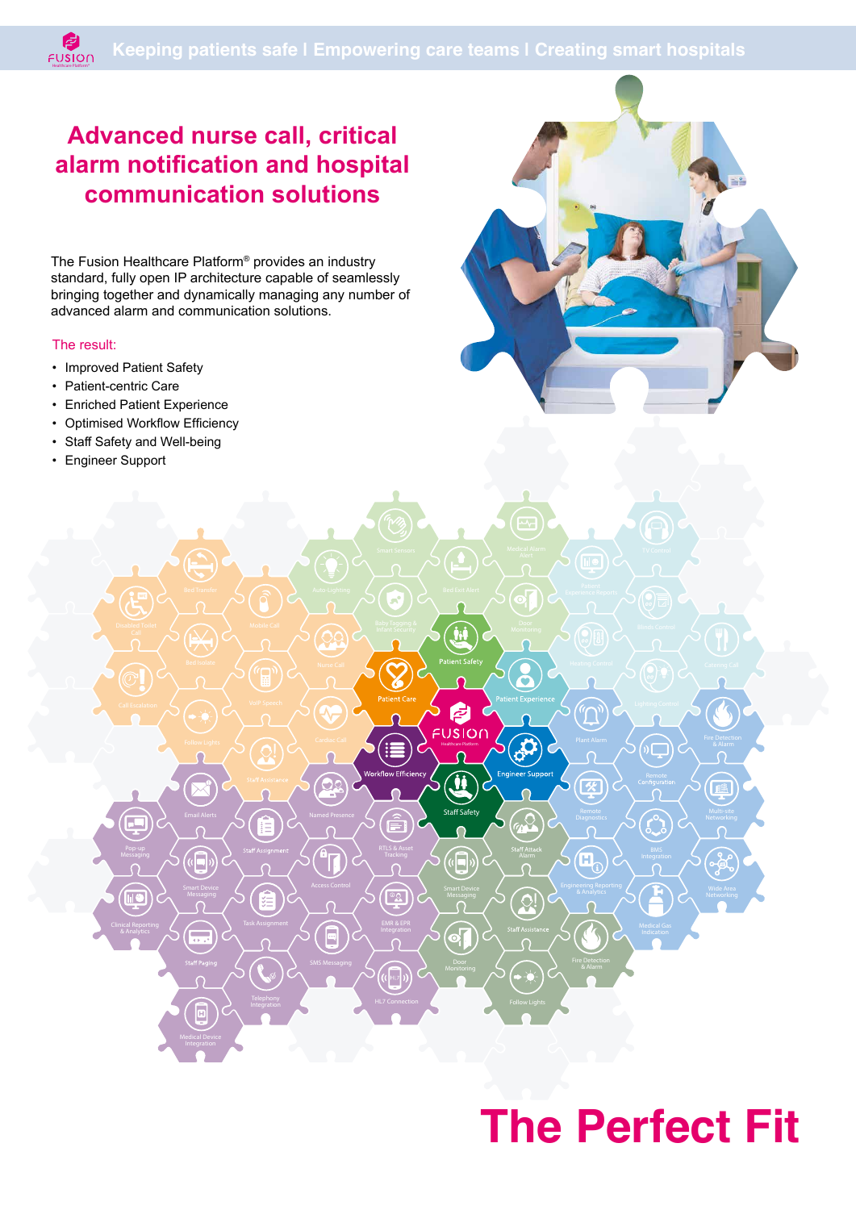Keeping patients safe I Empowering care teams I Creating smart hospitals

# Advanced nurse call, critical alarm notification and hospital communication solutions

The Fusion Healthcare Platform® provides an industry standard, fully open IP architecture capable of seamlessly bringing together and dynamically managing any number of advanced alarm and communication solutions.

The result:

- Improved Patient Safety
- Patient-centric Care
- Enriched Patient Experience
- Optimised Workflow Efficiency
- Staff Safety and Well-being
- Engineer Support

Smart Sensors
Medical Alarm Alert
TV Control
Bed Transfer
Auto-Lighting
Bed Exit Alert
Patient Experience Reports
Disabled Toilet Call
Mobile Call
Baby Tagging & Infant Security
Door Monitoring
Blinds Control
Bed Isolate
Nurse Call
Patient Safety
Heating Control
Catering Call
Call Escalation
VoIP Speech
Patient Care
Patient Experience
Lighting Control
Follow Lights
Cardiac Call
FUSION Healthcare Platform
Plant Alarm
Fire Detection & Alarm
Staff Assistance
Workflow Efficiency
Engineer Support
Remote Configuration
Email Alerts
Named Presence
Staff Safety
Remote Diagnostics
Multi-site Networking
Pop-up Messaging
Staff Assignment
RTLS & Asset Tracking
Staff Attack Alarm
BMS Integration
Smart Device Messaging
Access Control
Smart Device Messaging
Engineering Reporting & Analytics
Wide Area Networking
Clinical Reporting & Analytics
Task Assignment
EMR & EPR Integration
Staff Assistance
Medical Gas Indication
Staff Paging
SMS Messaging
Door Monitoring
Fire Detection & Alarm
Telephony Integration
HL7 Connection
Follow Lights
Medical Device Integration

# The Perfect Fit